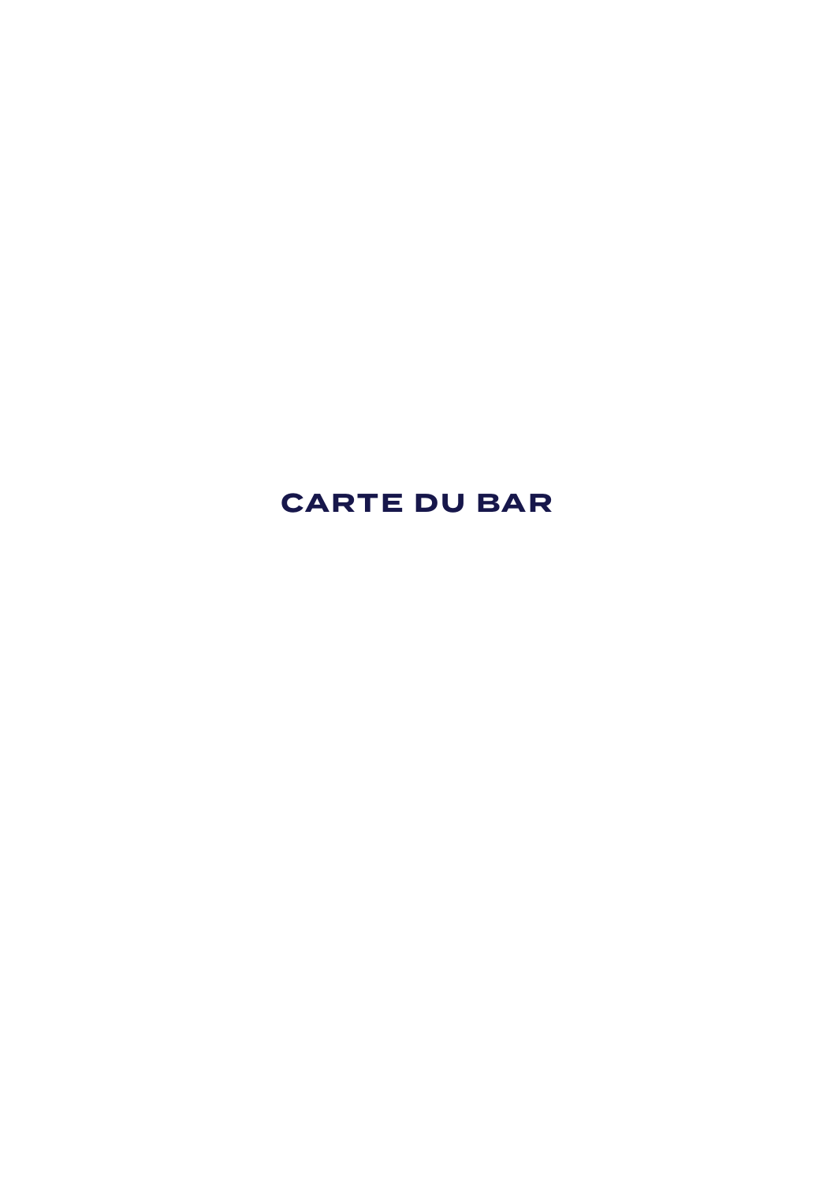# CARTE DU BAR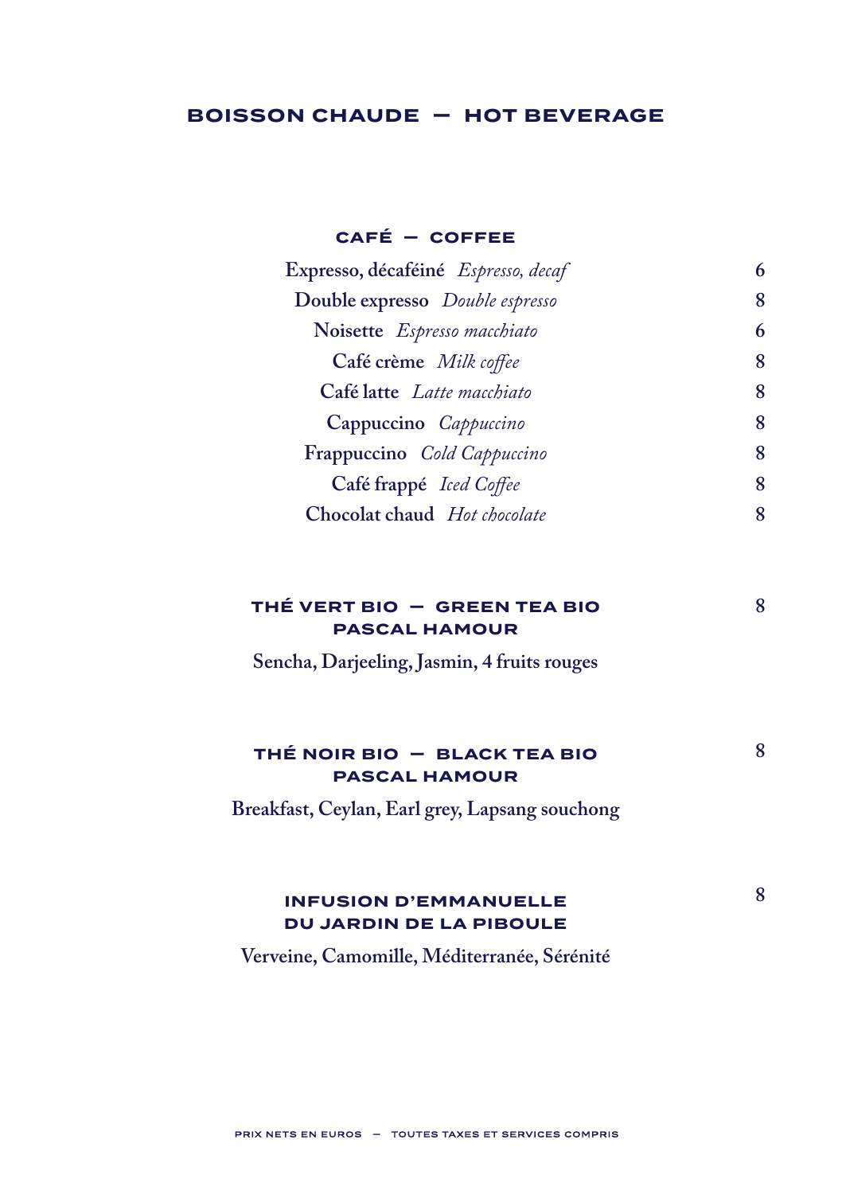# BOISSON CHAUDE — HOT BEVERAGE

## CAFÉ — COFFEE

| | |
|---|---|
| **Expresso, décaféiné** *Espresso, decaf* | 6 |
| **Double expresso** *Double espresso* | 8 |
| **Noisette** *Espresso macchiato* | 6 |
| **Café crème** *Milk coffee* | 8 |
| **Café latte** *Latte macchiato* | 8 |
| **Cappuccino** *Cappuccino* | 8 |
| **Frappuccino** *Cold Cappuccino* | 8 |
| **Café frappé** *Iced Coffee* | 8 |
| **Chocolat chaud** *Hot chocolate* | 8 |

## THÉ VERT BIO — GREEN TEA BIO PASCAL HAMOUR — 8

**Sencha, Darjeeling, Jasmin, 4 fruits rouges**

## THÉ NOIR BIO — BLACK TEA BIO PASCAL HAMOUR — 8

**Breakfast, Ceylan, Earl grey, Lapsang souchong**

## INFUSION D'EMMANUELLE DU JARDIN DE LA PIBOULE — 8

**Verveine, Camomille, Méditerranée, Sérénité**

PRIX NETS EN EUROS — TOUTES TAXES ET SERVICES COMPRIS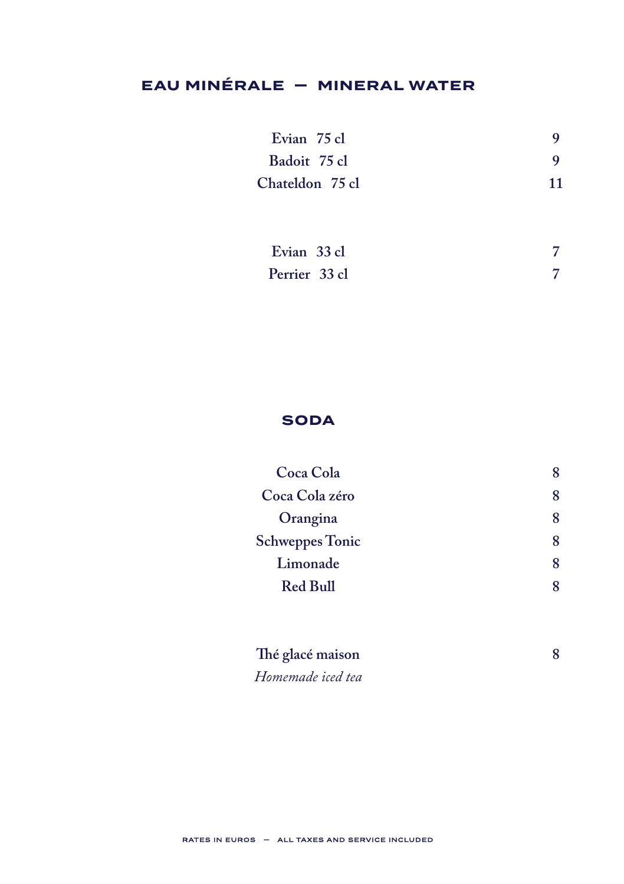## EAU MINÉRALE — MINERAL WATER

| | |
|---|---|
| Evian 75 cl | 9 |
| Badoit 75 cl | 9 |
| Chateldon 75 cl | 11 |
| | |
| Evian 33 cl | 7 |
| Perrier 33 cl | 7 |

## SODA

| | |
|---|---|
| Coca Cola | 8 |
| Coca Cola zéro | 8 |
| Orangina | 8 |
| Schweppes Tonic | 8 |
| Limonade | 8 |
| Red Bull | 8 |
| | |
| Thé glacé maison<br>*Homemade iced tea* | 8 |

RATES IN EUROS — ALL TAXES AND SERVICE INCLUDED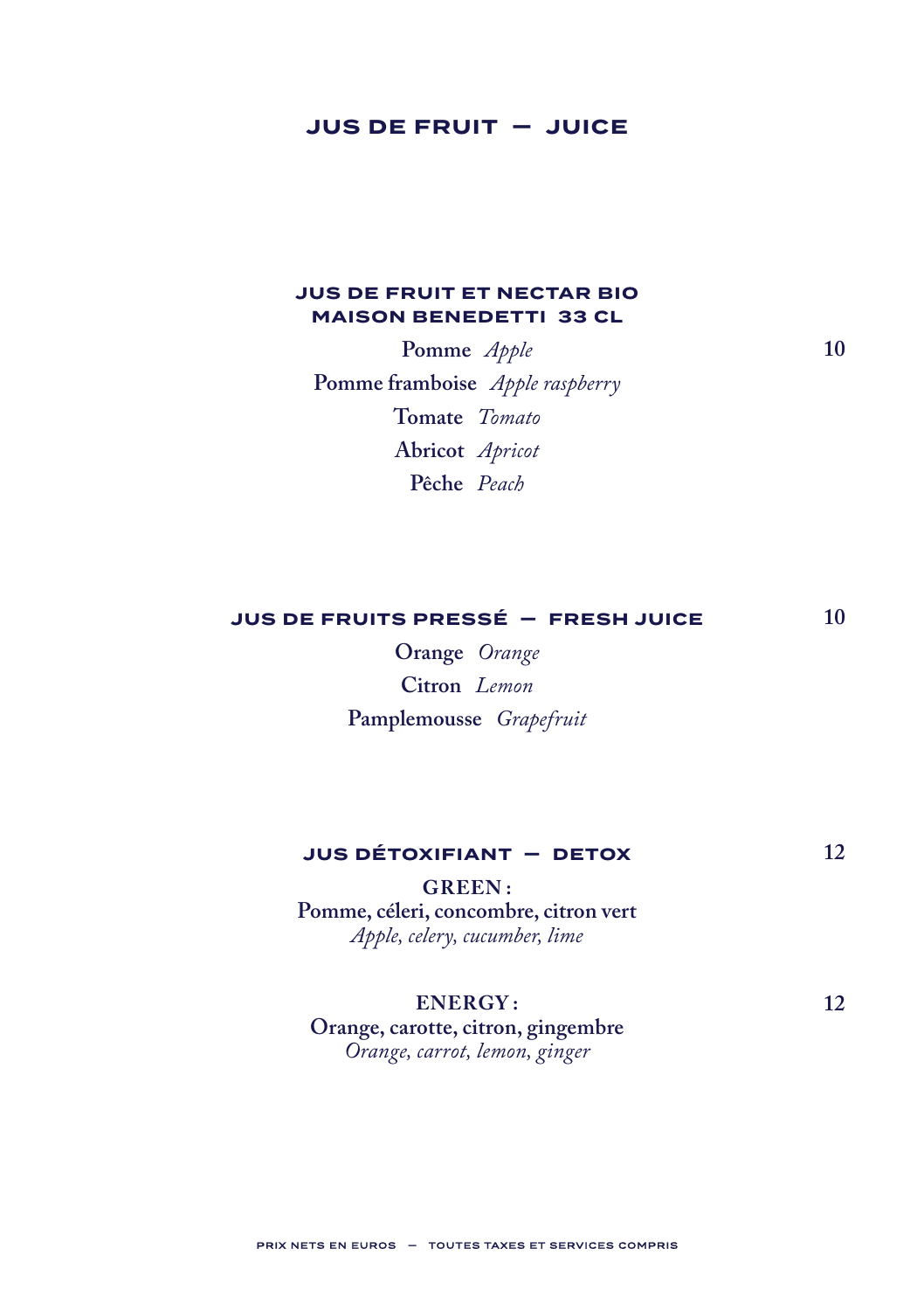# JUS DE FRUIT — JUICE

## JUS DE FRUIT ET NECTAR BIO MAISON BENEDETTI 33 CL

**Pomme** *Apple* — 10

**Pomme framboise** *Apple raspberry*

**Tomate** *Tomato*

**Abricot** *Apricot*

**Pêche** *Peach*

## JUS DE FRUITS PRESSÉ — FRESH JUICE — 10

**Orange** *Orange*

**Citron** *Lemon*

**Pamplemousse** *Grapefruit*

## JUS DÉTOXIFIANT — DETOX — 12

**GREEN :**
**Pomme, céleri, concombre, citron vert**
*Apple, celery, cucumber, lime*

**ENERGY :** — 12
**Orange, carotte, citron, gingembre**
*Orange, carrot, lemon, ginger*

PRIX NETS EN EUROS — TOUTES TAXES ET SERVICES COMPRIS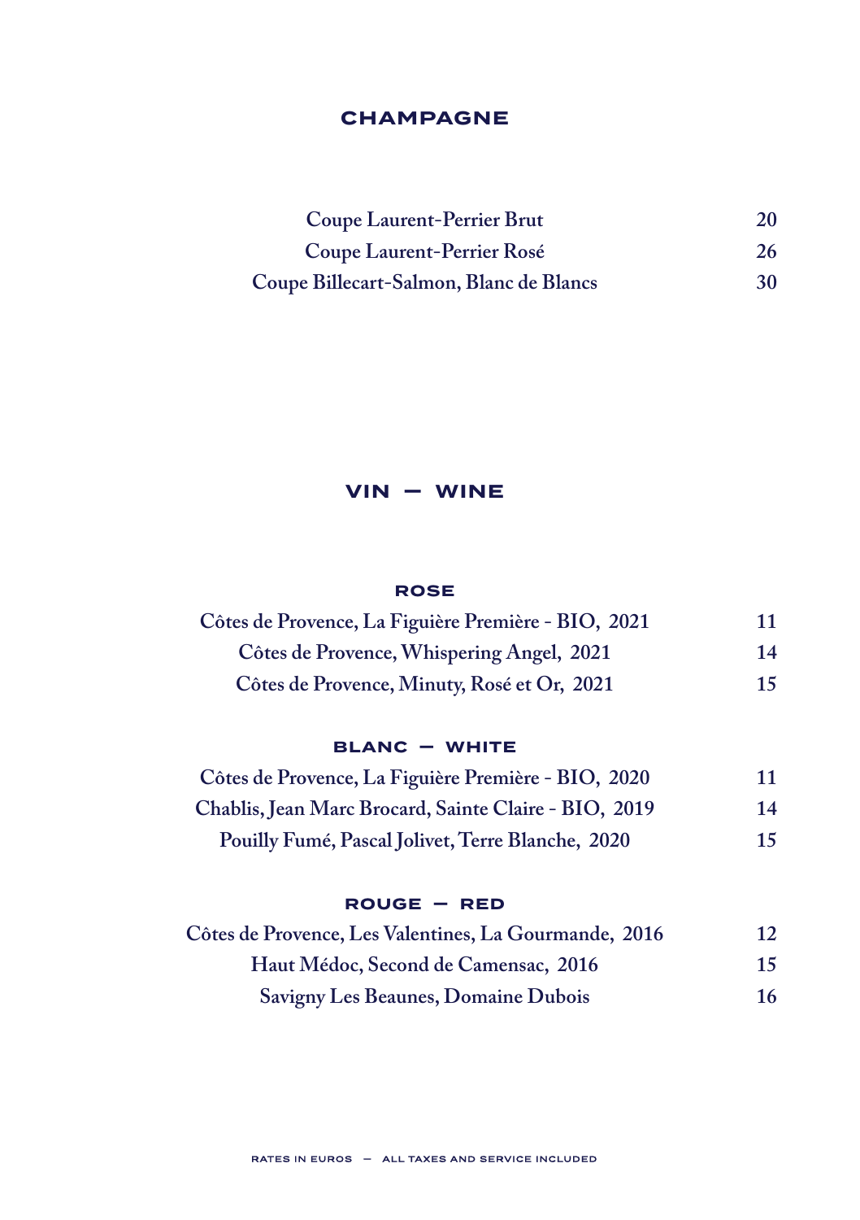## CHAMPAGNE

| | |
|---|---|
| **Coupe Laurent-Perrier Brut** | **20** |
| **Coupe Laurent-Perrier Rosé** | **26** |
| **Coupe Billecart-Salmon, Blanc de Blancs** | **30** |

## VIN — WINE

### ROSE

| | |
|---|---|
| **Côtes de Provence, La Figuière Première - BIO, 2021** | **11** |
| **Côtes de Provence, Whispering Angel, 2021** | **14** |
| **Côtes de Provence, Minuty, Rosé et Or, 2021** | **15** |

### BLANC — WHITE

| | |
|---|---|
| **Côtes de Provence, La Figuière Première - BIO, 2020** | **11** |
| **Chablis, Jean Marc Brocard, Sainte Claire - BIO, 2019** | **14** |
| **Pouilly Fumé, Pascal Jolivet, Terre Blanche, 2020** | **15** |

### ROUGE — RED

| | |
|---|---|
| **Côtes de Provence, Les Valentines, La Gourmande, 2016** | **12** |
| **Haut Médoc, Second de Camensac, 2016** | **15** |
| **Savigny Les Beaunes, Domaine Dubois** | **16** |

RATES IN EUROS — ALL TAXES AND SERVICE INCLUDED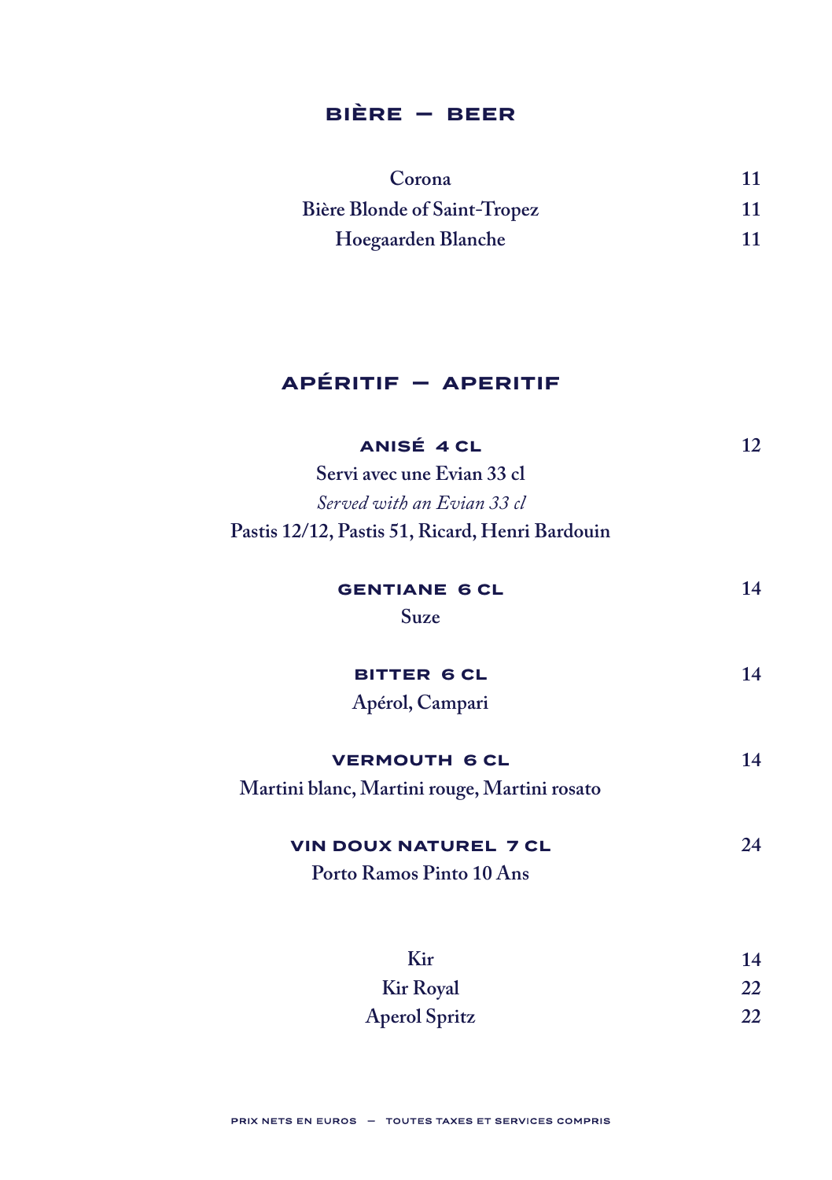## BIÈRE — BEER

| | |
|---|---|
| **Corona** | **11** |
| **Bière Blonde of Saint-Tropez** | **11** |
| **Hoegaarden Blanche** | **11** |

## APÉRITIF — APERITIF

### ANISÉ 4 CL — 12

**Servi avec une Evian 33 cl**

*Served with an Evian 33 cl*

**Pastis 12/12, Pastis 51, Ricard, Henri Bardouin**

### GENTIANE 6 CL — 14

**Suze**

### BITTER 6 CL — 14

**Apérol, Campari**

### VERMOUTH 6 CL — 14

**Martini blanc, Martini rouge, Martini rosato**

### VIN DOUX NATUREL 7 CL — 24

**Porto Ramos Pinto 10 Ans**

| | |
|---|---|
| **Kir** | **14** |
| **Kir Royal** | **22** |
| **Aperol Spritz** | **22** |

PRIX NETS EN EUROS — TOUTES TAXES ET SERVICES COMPRIS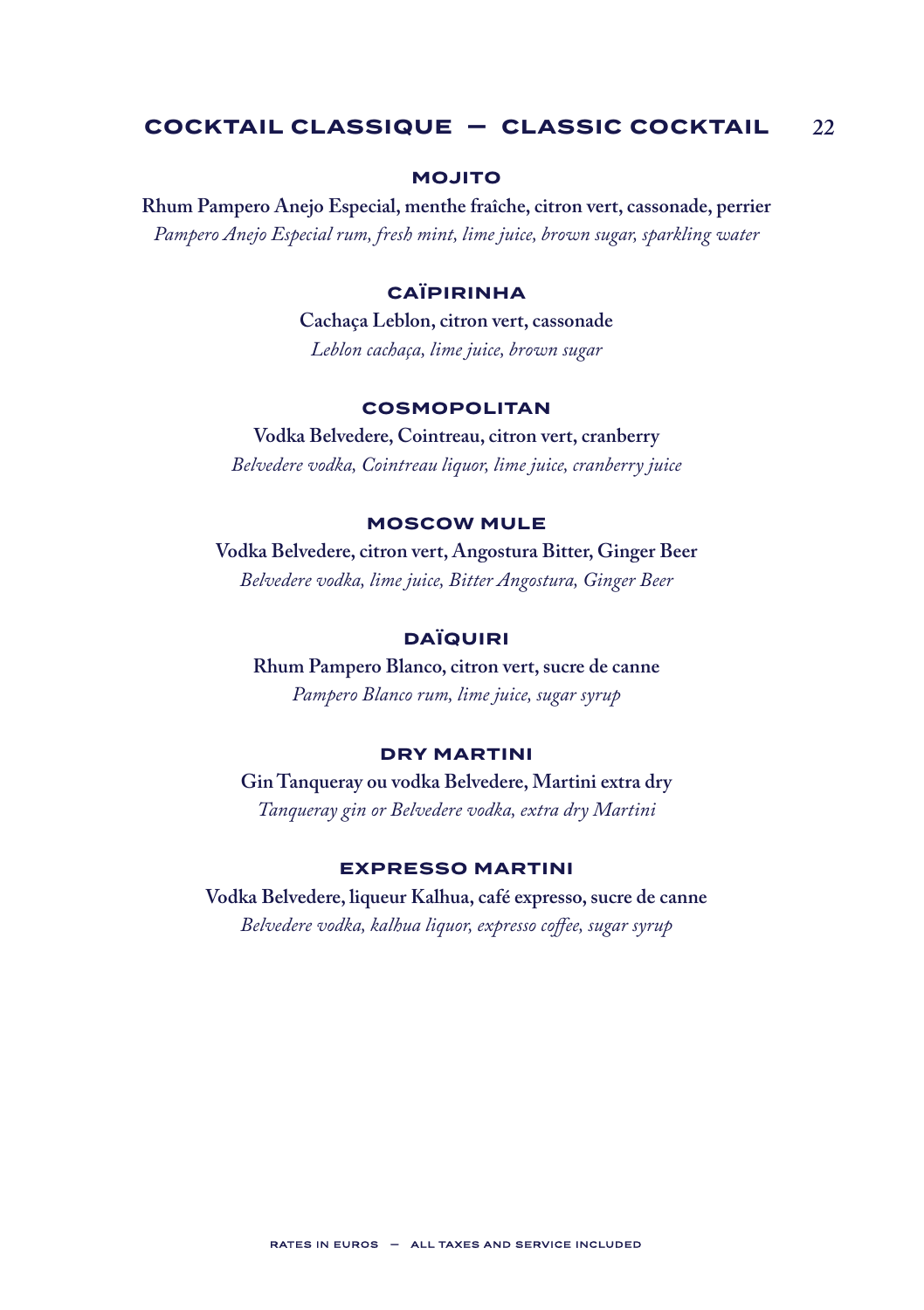## COCKTAIL CLASSIQUE — CLASSIC COCKTAIL 22

### MOJITO

**Rhum Pampero Anejo Especial, menthe fraîche, citron vert, cassonade, perrier**

*Pampero Anejo Especial rum, fresh mint, lime juice, brown sugar, sparkling water*

### CAÏPIRINHA

**Cachaça Leblon, citron vert, cassonade**

*Leblon cachaça, lime juice, brown sugar*

### COSMOPOLITAN

**Vodka Belvedere, Cointreau, citron vert, cranberry**

*Belvedere vodka, Cointreau liquor, lime juice, cranberry juice*

### MOSCOW MULE

**Vodka Belvedere, citron vert, Angostura Bitter, Ginger Beer**

*Belvedere vodka, lime juice, Bitter Angostura, Ginger Beer*

### DAÏQUIRI

**Rhum Pampero Blanco, citron vert, sucre de canne**

*Pampero Blanco rum, lime juice, sugar syrup*

### DRY MARTINI

**Gin Tanqueray ou vodka Belvedere, Martini extra dry**

*Tanqueray gin or Belvedere vodka, extra dry Martini*

### EXPRESSO MARTINI

**Vodka Belvedere, liqueur Kalhua, café expresso, sucre de canne**

*Belvedere vodka, kalhua liquor, expresso coffee, sugar syrup*

RATES IN EUROS — ALL TAXES AND SERVICE INCLUDED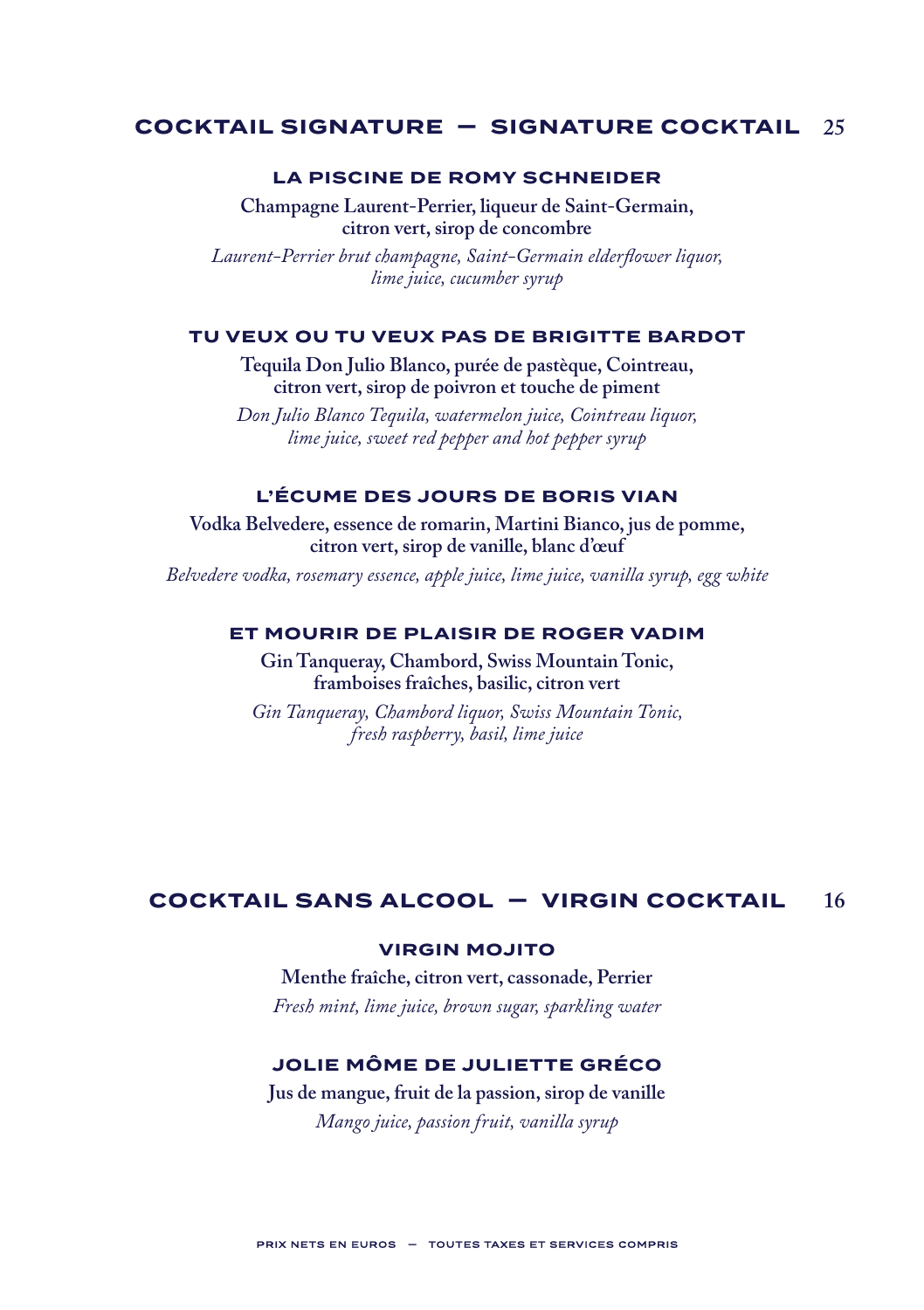## COCKTAIL SIGNATURE — SIGNATURE COCKTAIL *25*

### LA PISCINE DE ROMY SCHNEIDER

**Champagne Laurent-Perrier, liqueur de Saint-Germain, citron vert, sirop de concombre**

*Laurent-Perrier brut champagne, Saint-Germain elderflower liquor, lime juice, cucumber syrup*

### TU VEUX OU TU VEUX PAS DE BRIGITTE BARDOT

**Tequila Don Julio Blanco, purée de pastèque, Cointreau, citron vert, sirop de poivron et touche de piment**

*Don Julio Blanco Tequila, watermelon juice, Cointreau liquor, lime juice, sweet red pepper and hot pepper syrup*

### L'ÉCUME DES JOURS DE BORIS VIAN

**Vodka Belvedere, essence de romarin, Martini Bianco, jus de pomme, citron vert, sirop de vanille, blanc d'œuf**

*Belvedere vodka, rosemary essence, apple juice, lime juice, vanilla syrup, egg white*

### ET MOURIR DE PLAISIR DE ROGER VADIM

**Gin Tanqueray, Chambord, Swiss Mountain Tonic, framboises fraîches, basilic, citron vert**

*Gin Tanqueray, Chambord liquor, Swiss Mountain Tonic, fresh raspberry, basil, lime juice*

## COCKTAIL SANS ALCOOL — VIRGIN COCKTAIL 16

### VIRGIN MOJITO

**Menthe fraîche, citron vert, cassonade, Perrier**

*Fresh mint, lime juice, brown sugar, sparkling water*

### JOLIE MÔME DE JULIETTE GRÉCO

**Jus de mangue, fruit de la passion, sirop de vanille**

*Mango juice, passion fruit, vanilla syrup*

PRIX NETS EN EUROS — TOUTES TAXES ET SERVICES COMPRIS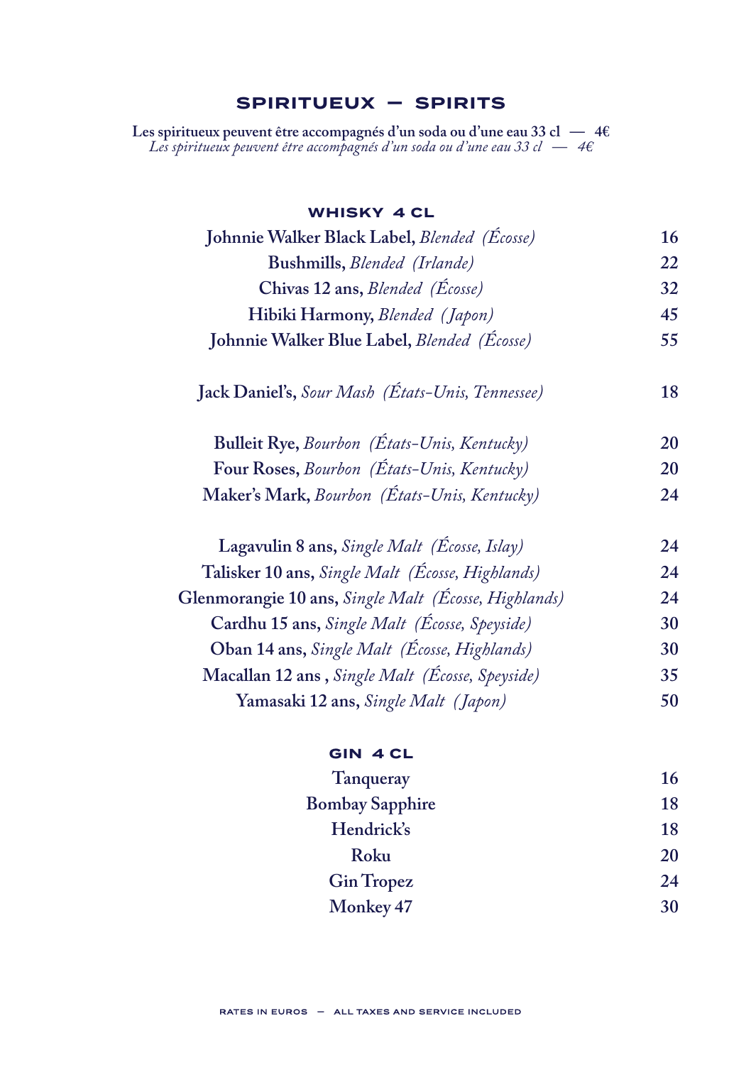# SPIRITUEUX — SPIRITS

**Les spiritueux peuvent être accompagnés d'un soda ou d'une eau 33 cl — 4€**
*Les spiritueux peuvent être accompagnés d'un soda ou d'une eau 33 cl — 4€*

## WHISKY 4 CL

| | |
|---|---|
| **Johnnie Walker Black Label,** *Blended (Écosse)* | **16** |
| **Bushmills,** *Blended (Irlande)* | **22** |
| **Chivas 12 ans,** *Blended (Écosse)* | **32** |
| **Hibiki Harmony,** *Blended (Japon)* | **45** |
| **Johnnie Walker Blue Label,** *Blended (Écosse)* | **55** |
| **Jack Daniel's,** *Sour Mash (États-Unis, Tennessee)* | **18** |
| **Bulleit Rye,** *Bourbon (États-Unis, Kentucky)* | **20** |
| **Four Roses,** *Bourbon (États-Unis, Kentucky)* | **20** |
| **Maker's Mark,** *Bourbon (États-Unis, Kentucky)* | **24** |
| **Lagavulin 8 ans,** *Single Malt (Écosse, Islay)* | **24** |
| **Talisker 10 ans,** *Single Malt (Écosse, Highlands)* | **24** |
| **Glenmorangie 10 ans,** *Single Malt (Écosse, Highlands)* | **24** |
| **Cardhu 15 ans,** *Single Malt (Écosse, Speyside)* | **30** |
| **Oban 14 ans,** *Single Malt (Écosse, Highlands)* | **30** |
| **Macallan 12 ans ,** *Single Malt (Écosse, Speyside)* | **35** |
| **Yamasaki 12 ans,** *Single Malt (Japon)* | **50** |

## GIN 4 CL

| | |
|---|---|
| **Tanqueray** | **16** |
| **Bombay Sapphire** | **18** |
| **Hendrick's** | **18** |
| **Roku** | **20** |
| **Gin Tropez** | **24** |
| **Monkey 47** | **30** |

RATES IN EUROS — ALL TAXES AND SERVICE INCLUDED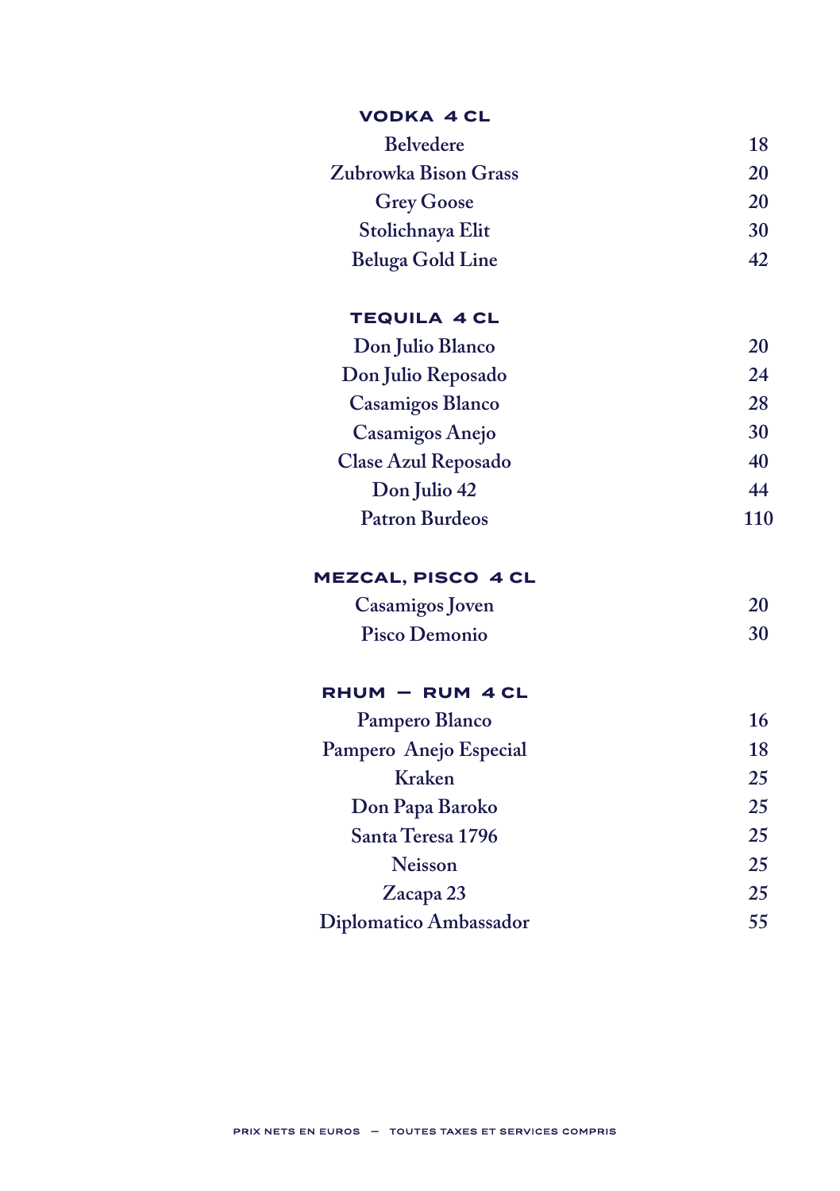## VODKA 4 CL

| | |
|---|---|
| Belvedere | 18 |
| Zubrowka Bison Grass | 20 |
| Grey Goose | 20 |
| Stolichnaya Elit | 30 |
| Beluga Gold Line | 42 |

## TEQUILA 4 CL

| | |
|---|---|
| Don Julio Blanco | 20 |
| Don Julio Reposado | 24 |
| Casamigos Blanco | 28 |
| Casamigos Anejo | 30 |
| Clase Azul Reposado | 40 |
| Don Julio 42 | 44 |
| Patron Burdeos | 110 |

## MEZCAL, PISCO 4 CL

| | |
|---|---|
| Casamigos Joven | 20 |
| Pisco Demonio | 30 |

## RHUM — RUM 4 CL

| | |
|---|---|
| Pampero Blanco | 16 |
| Pampero Anejo Especial | 18 |
| Kraken | 25 |
| Don Papa Baroko | 25 |
| Santa Teresa 1796 | 25 |
| Neisson | 25 |
| Zacapa 23 | 25 |
| Diplomatico Ambassador | 55 |

PRIX NETS EN EUROS — TOUTES TAXES ET SERVICES COMPRIS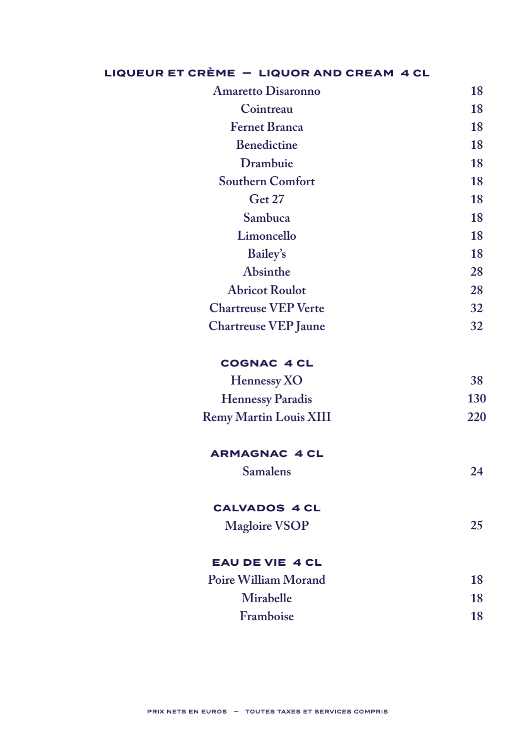## LIQUEUR ET CRÈME — LIQUOR AND CREAM 4 CL

| | |
|---|---|
| Amaretto Disaronno | 18 |
| Cointreau | 18 |
| Fernet Branca | 18 |
| Benedictine | 18 |
| Drambuie | 18 |
| Southern Comfort | 18 |
| Get 27 | 18 |
| Sambuca | 18 |
| Limoncello | 18 |
| Bailey's | 18 |
| Absinthe | 28 |
| Abricot Roulot | 28 |
| Chartreuse VEP Verte | 32 |
| Chartreuse VEP Jaune | 32 |

## COGNAC 4 CL

| | |
|---|---|
| Hennessy XO | 38 |
| Hennessy Paradis | 130 |
| Remy Martin Louis XIII | 220 |

## ARMAGNAC 4 CL

| | |
|---|---|
| Samalens | 24 |

## CALVADOS 4 CL

| | |
|---|---|
| Magloire VSOP | 25 |

## EAU DE VIE 4 CL

| | |
|---|---|
| Poire William Morand | 18 |
| Mirabelle | 18 |
| Framboise | 18 |

PRIX NETS EN EUROS — TOUTES TAXES ET SERVICES COMPRIS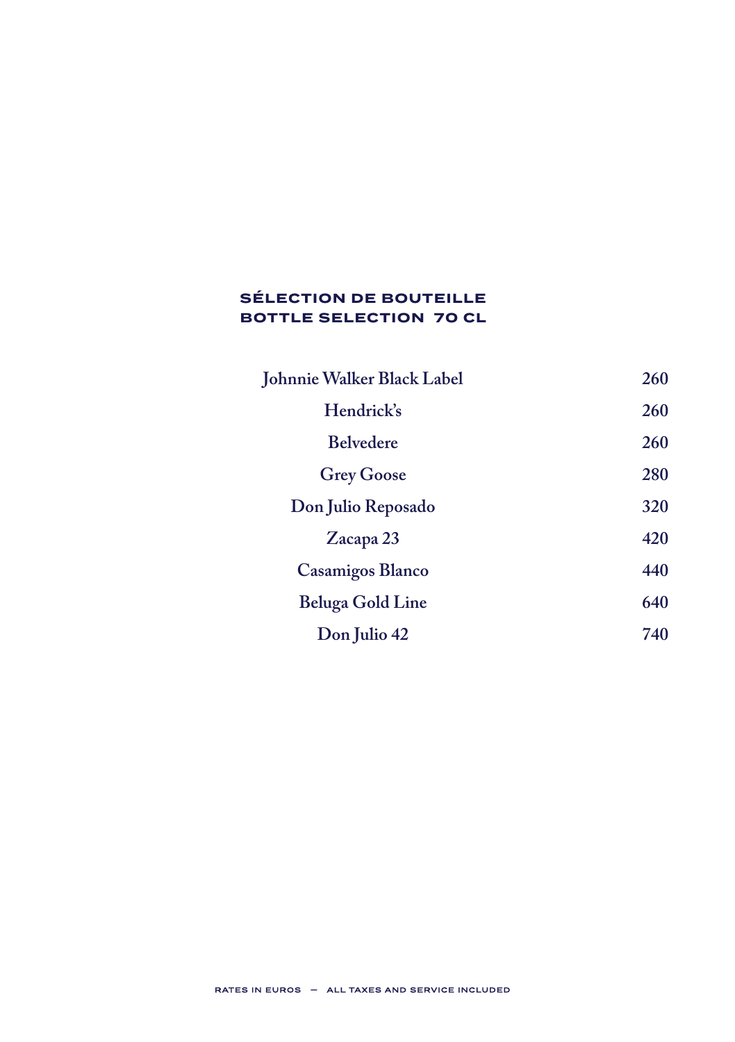## SÉLECTION DE BOUTEILLE
## BOTTLE SELECTION 70 CL

| | |
|---|---|
| **Johnnie Walker Black Label** | **260** |
| **Hendrick's** | **260** |
| **Belvedere** | **260** |
| **Grey Goose** | **280** |
| **Don Julio Reposado** | **320** |
| **Zacapa 23** | **420** |
| **Casamigos Blanco** | **440** |
| **Beluga Gold Line** | **640** |
| **Don Julio 42** | **740** |

RATES IN EUROS — ALL TAXES AND SERVICE INCLUDED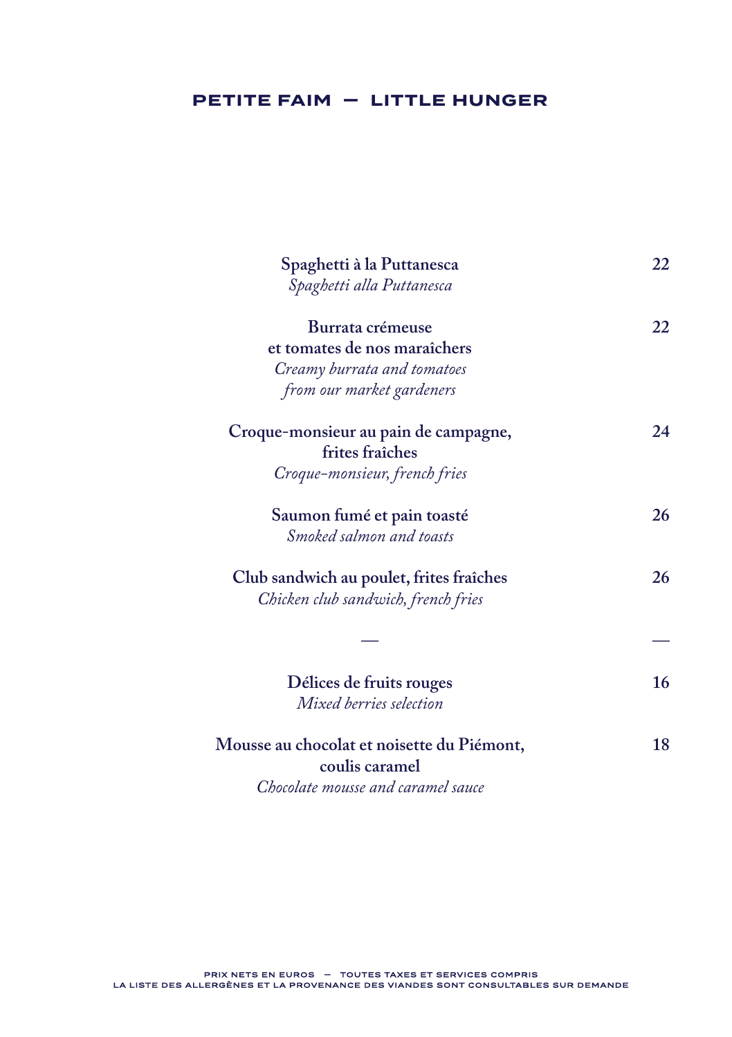## PETITE FAIM — LITTLE HUNGER

**Spaghetti à la Puttanesca** — **22**
*Spaghetti alla Puttanesca*

**Burrata crémeuse et tomates de nos maraîchers** — **22**
*Creamy burrata and tomatoes from our market gardeners*

**Croque-monsieur au pain de campagne, frites fraîches** — **24**
*Croque-monsieur, french fries*

**Saumon fumé et pain toasté** — **26**
*Smoked salmon and toasts*

**Club sandwich au poulet, frites fraîches** — **26**
*Chicken club sandwich, french fries*

—

**Délices de fruits rouges** — **16**
*Mixed berries selection*

**Mousse au chocolat et noisette du Piémont, coulis caramel** — **18**
*Chocolate mousse and caramel sauce*

PRIX NETS EN EUROS — TOUTES TAXES ET SERVICES COMPRIS
LA LISTE DES ALLERGÈNES ET LA PROVENANCE DES VIANDES SONT CONSULTABLES SUR DEMANDE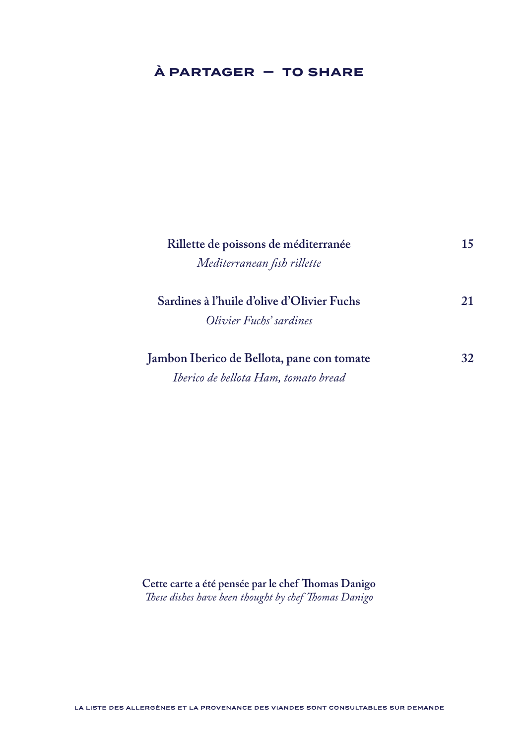## À PARTAGER — TO SHARE

**Rillette de poissons de méditerranée** — **15**
*Mediterranean fish rillette*

**Sardines à l'huile d'olive d'Olivier Fuchs** — **21**
*Olivier Fuchs' sardines*

**Jambon Iberico de Bellota, pane con tomate** — **32**
*Iberico de bellota Ham, tomato bread*

**Cette carte a été pensée par le chef Thomas Danigo**
*These dishes have been thought by chef Thomas Danigo*

LA LISTE DES ALLERGÈNES ET LA PROVENANCE DES VIANDES SONT CONSULTABLES SUR DEMANDE